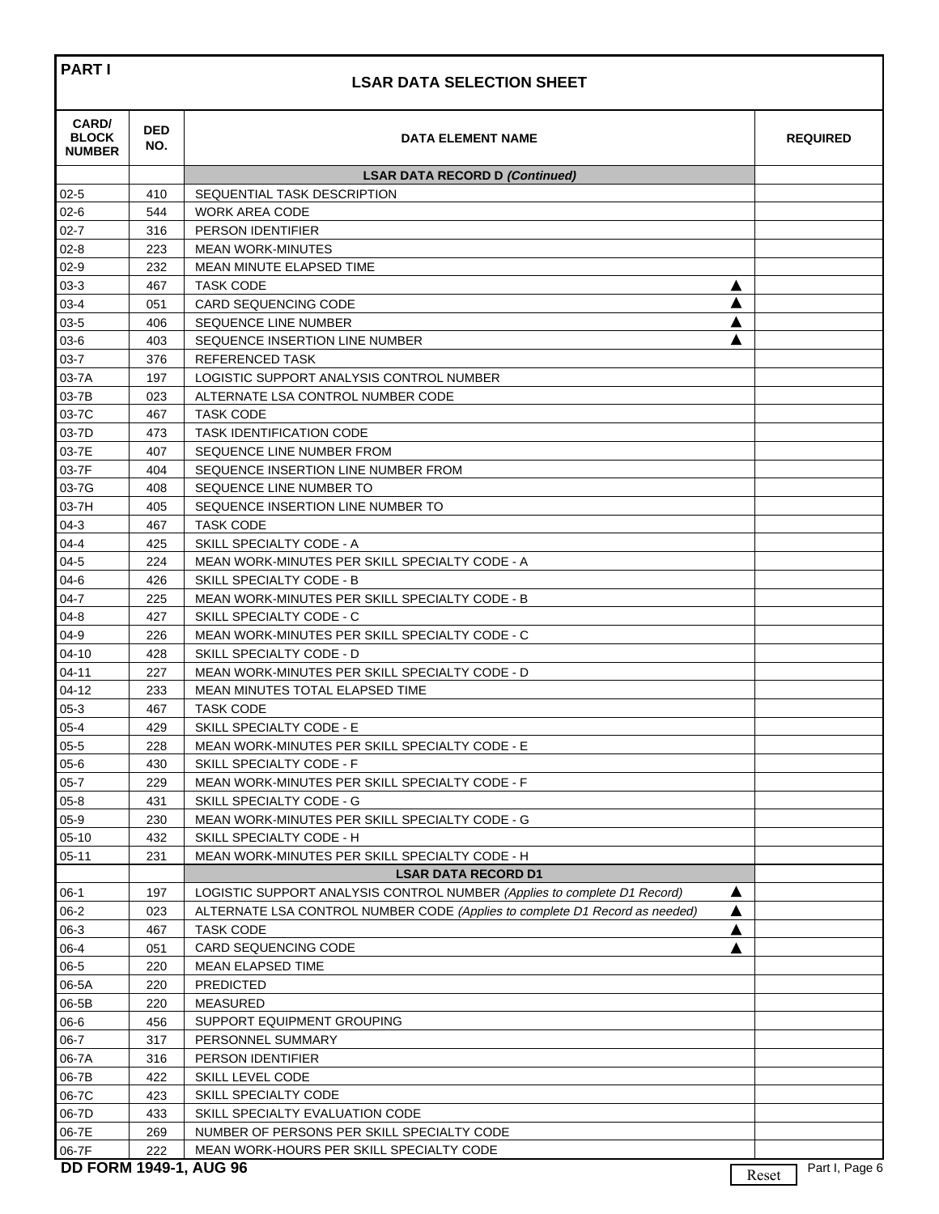## PART I

## LSAR DATA SELECTION SHEET

| CARD/ BLOCK NUMBER | DED NO. | DATA ELEMENT NAME | REQUIRED |
|---|---|---|---|
| | | **LSAR DATA RECORD D *(Continued)*** | |
| 02-5 | 410 | SEQUENTIAL TASK DESCRIPTION | |
| 02-6 | 544 | WORK AREA CODE | |
| 02-7 | 316 | PERSON IDENTIFIER | |
| 02-8 | 223 | MEAN WORK-MINUTES | |
| 02-9 | 232 | MEAN MINUTE ELAPSED TIME | |
| 03-3 | 467 | TASK CODE ▲ | |
| 03-4 | 051 | CARD SEQUENCING CODE ▲ | |
| 03-5 | 406 | SEQUENCE LINE NUMBER ▲ | |
| 03-6 | 403 | SEQUENCE INSERTION LINE NUMBER ▲ | |
| 03-7 | 376 | REFERENCED TASK | |
| 03-7A | 197 | LOGISTIC SUPPORT ANALYSIS CONTROL NUMBER | |
| 03-7B | 023 | ALTERNATE LSA CONTROL NUMBER CODE | |
| 03-7C | 467 | TASK CODE | |
| 03-7D | 473 | TASK IDENTIFICATION CODE | |
| 03-7E | 407 | SEQUENCE LINE NUMBER FROM | |
| 03-7F | 404 | SEQUENCE INSERTION LINE NUMBER FROM | |
| 03-7G | 408 | SEQUENCE LINE NUMBER TO | |
| 03-7H | 405 | SEQUENCE INSERTION LINE NUMBER TO | |
| 04-3 | 467 | TASK CODE | |
| 04-4 | 425 | SKILL SPECIALTY CODE - A | |
| 04-5 | 224 | MEAN WORK-MINUTES PER SKILL SPECIALTY CODE - A | |
| 04-6 | 426 | SKILL SPECIALTY CODE - B | |
| 04-7 | 225 | MEAN WORK-MINUTES PER SKILL SPECIALTY CODE - B | |
| 04-8 | 427 | SKILL SPECIALTY CODE - C | |
| 04-9 | 226 | MEAN WORK-MINUTES PER SKILL SPECIALTY CODE - C | |
| 04-10 | 428 | SKILL SPECIALTY CODE - D | |
| 04-11 | 227 | MEAN WORK-MINUTES PER SKILL SPECIALTY CODE - D | |
| 04-12 | 233 | MEAN MINUTES TOTAL ELAPSED TIME | |
| 05-3 | 467 | TASK CODE | |
| 05-4 | 429 | SKILL SPECIALTY CODE - E | |
| 05-5 | 228 | MEAN WORK-MINUTES PER SKILL SPECIALTY CODE - E | |
| 05-6 | 430 | SKILL SPECIALTY CODE - F | |
| 05-7 | 229 | MEAN WORK-MINUTES PER SKILL SPECIALTY CODE - F | |
| 05-8 | 431 | SKILL SPECIALTY CODE - G | |
| 05-9 | 230 | MEAN WORK-MINUTES PER SKILL SPECIALTY CODE - G | |
| 05-10 | 432 | SKILL SPECIALTY CODE - H | |
| 05-11 | 231 | MEAN WORK-MINUTES PER SKILL SPECIALTY CODE - H | |
| | | **LSAR DATA RECORD D1** | |
| 06-1 | 197 | LOGISTIC SUPPORT ANALYSIS CONTROL NUMBER *(Applies to complete D1 Record)* ▲ | |
| 06-2 | 023 | ALTERNATE LSA CONTROL NUMBER CODE *(Applies to complete D1 Record as needed)* ▲ | |
| 06-3 | 467 | TASK CODE ▲ | |
| 06-4 | 051 | CARD SEQUENCING CODE ▲ | |
| 06-5 | 220 | MEAN ELAPSED TIME | |
| 06-5A | 220 | PREDICTED | |
| 06-5B | 220 | MEASURED | |
| 06-6 | 456 | SUPPORT EQUIPMENT GROUPING | |
| 06-7 | 317 | PERSONNEL SUMMARY | |
| 06-7A | 316 | PERSON IDENTIFIER | |
| 06-7B | 422 | SKILL LEVEL CODE | |
| 06-7C | 423 | SKILL SPECIALTY CODE | |
| 06-7D | 433 | SKILL SPECIALTY EVALUATION CODE | |
| 06-7E | 269 | NUMBER OF PERSONS PER SKILL SPECIALTY CODE | |
| 06-7F | 222 | MEAN WORK-HOURS PER SKILL SPECIALTY CODE | |

**DD FORM 1949-1, AUG 96**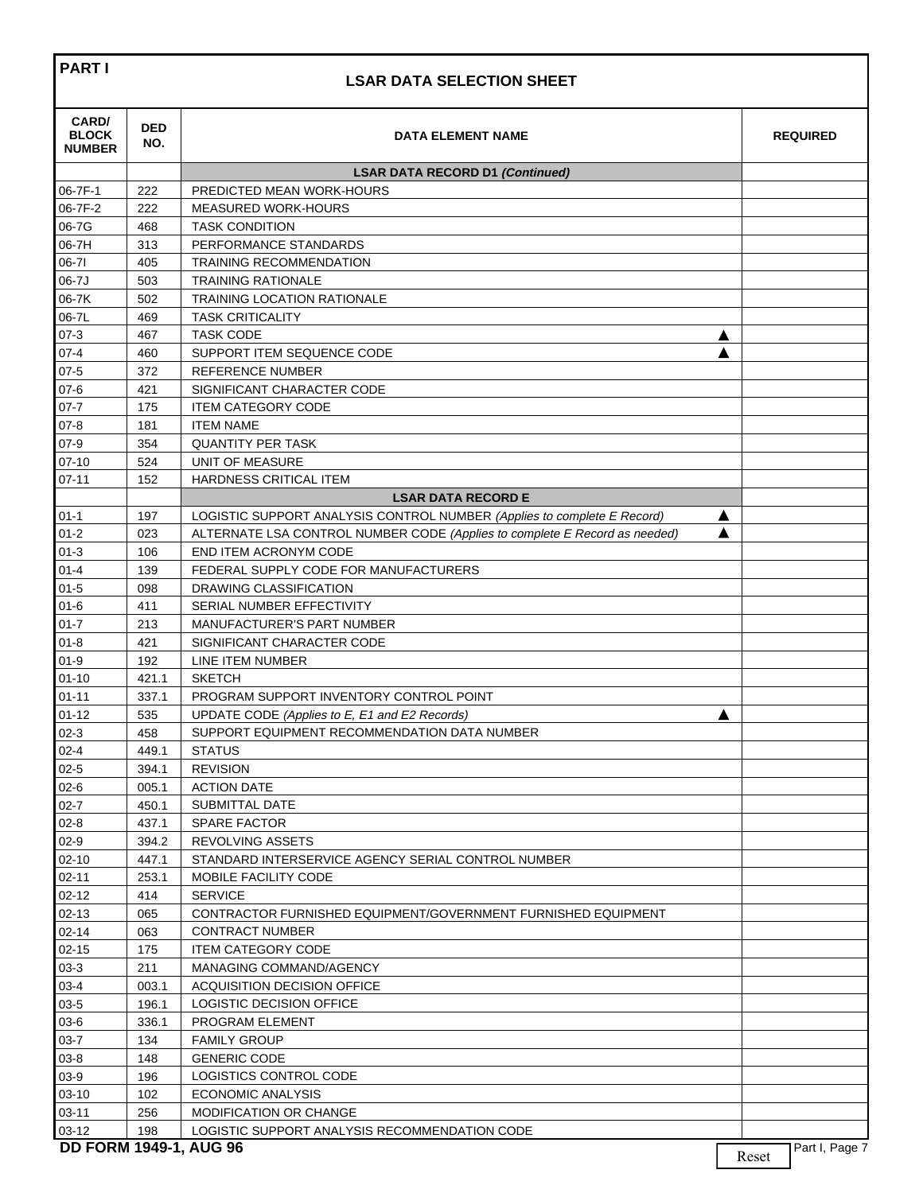## PART I

# LSAR DATA SELECTION SHEET

| CARD/ BLOCK NUMBER | DED NO. | DATA ELEMENT NAME | REQUIRED |
|---|---|---|---|
| | | **LSAR DATA RECORD D1 *(Continued)*** | |
| 06-7F-1 | 222 | PREDICTED MEAN WORK-HOURS | |
| 06-7F-2 | 222 | MEASURED WORK-HOURS | |
| 06-7G | 468 | TASK CONDITION | |
| 06-7H | 313 | PERFORMANCE STANDARDS | |
| 06-7I | 405 | TRAINING RECOMMENDATION | |
| 06-7J | 503 | TRAINING RATIONALE | |
| 06-7K | 502 | TRAINING LOCATION RATIONALE | |
| 06-7L | 469 | TASK CRITICALITY | |
| 07-3 | 467 | TASK CODE ▲ | |
| 07-4 | 460 | SUPPORT ITEM SEQUENCE CODE ▲ | |
| 07-5 | 372 | REFERENCE NUMBER | |
| 07-6 | 421 | SIGNIFICANT CHARACTER CODE | |
| 07-7 | 175 | ITEM CATEGORY CODE | |
| 07-8 | 181 | ITEM NAME | |
| 07-9 | 354 | QUANTITY PER TASK | |
| 07-10 | 524 | UNIT OF MEASURE | |
| 07-11 | 152 | HARDNESS CRITICAL ITEM | |
| | | **LSAR DATA RECORD E** | |
| 01-1 | 197 | LOGISTIC SUPPORT ANALYSIS CONTROL NUMBER *(Applies to complete E Record)* ▲ | |
| 01-2 | 023 | ALTERNATE LSA CONTROL NUMBER CODE *(Applies to complete E Record as needed)* ▲ | |
| 01-3 | 106 | END ITEM ACRONYM CODE | |
| 01-4 | 139 | FEDERAL SUPPLY CODE FOR MANUFACTURERS | |
| 01-5 | 098 | DRAWING CLASSIFICATION | |
| 01-6 | 411 | SERIAL NUMBER EFFECTIVITY | |
| 01-7 | 213 | MANUFACTURER'S PART NUMBER | |
| 01-8 | 421 | SIGNIFICANT CHARACTER CODE | |
| 01-9 | 192 | LINE ITEM NUMBER | |
| 01-10 | 421.1 | SKETCH | |
| 01-11 | 337.1 | PROGRAM SUPPORT INVENTORY CONTROL POINT | |
| 01-12 | 535 | UPDATE CODE *(Applies to E, E1 and E2 Records)* ▲ | |
| 02-3 | 458 | SUPPORT EQUIPMENT RECOMMENDATION DATA NUMBER | |
| 02-4 | 449.1 | STATUS | |
| 02-5 | 394.1 | REVISION | |
| 02-6 | 005.1 | ACTION DATE | |
| 02-7 | 450.1 | SUBMITTAL DATE | |
| 02-8 | 437.1 | SPARE FACTOR | |
| 02-9 | 394.2 | REVOLVING ASSETS | |
| 02-10 | 447.1 | STANDARD INTERSERVICE AGENCY SERIAL CONTROL NUMBER | |
| 02-11 | 253.1 | MOBILE FACILITY CODE | |
| 02-12 | 414 | SERVICE | |
| 02-13 | 065 | CONTRACTOR FURNISHED EQUIPMENT/GOVERNMENT FURNISHED EQUIPMENT | |
| 02-14 | 063 | CONTRACT NUMBER | |
| 02-15 | 175 | ITEM CATEGORY CODE | |
| 03-3 | 211 | MANAGING COMMAND/AGENCY | |
| 03-4 | 003.1 | ACQUISITION DECISION OFFICE | |
| 03-5 | 196.1 | LOGISTIC DECISION OFFICE | |
| 03-6 | 336.1 | PROGRAM ELEMENT | |
| 03-7 | 134 | FAMILY GROUP | |
| 03-8 | 148 | GENERIC CODE | |
| 03-9 | 196 | LOGISTICS CONTROL CODE | |
| 03-10 | 102 | ECONOMIC ANALYSIS | |
| 03-11 | 256 | MODIFICATION OR CHANGE | |
| 03-12 | 198 | LOGISTIC SUPPORT ANALYSIS RECOMMENDATION CODE | |

**DD FORM 1949-1, AUG 96**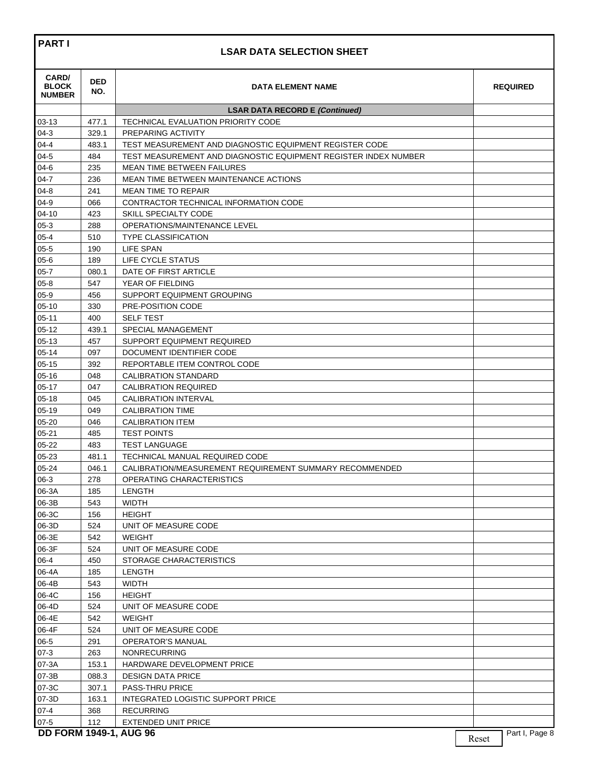**PART I**

## LSAR DATA SELECTION SHEET

| CARD/ BLOCK NUMBER | DED NO. | DATA ELEMENT NAME | REQUIRED |
|---|---|---|---|
| | | **LSAR DATA RECORD E *(Continued)*** | |
| 03-13 | 477.1 | TECHNICAL EVALUATION PRIORITY CODE | |
| 04-3 | 329.1 | PREPARING ACTIVITY | |
| 04-4 | 483.1 | TEST MEASUREMENT AND DIAGNOSTIC EQUIPMENT REGISTER CODE | |
| 04-5 | 484 | TEST MEASUREMENT AND DIAGNOSTIC EQUIPMENT REGISTER INDEX NUMBER | |
| 04-6 | 235 | MEAN TIME BETWEEN FAILURES | |
| 04-7 | 236 | MEAN TIME BETWEEN MAINTENANCE ACTIONS | |
| 04-8 | 241 | MEAN TIME TO REPAIR | |
| 04-9 | 066 | CONTRACTOR TECHNICAL INFORMATION CODE | |
| 04-10 | 423 | SKILL SPECIALTY CODE | |
| 05-3 | 288 | OPERATIONS/MAINTENANCE LEVEL | |
| 05-4 | 510 | TYPE CLASSIFICATION | |
| 05-5 | 190 | LIFE SPAN | |
| 05-6 | 189 | LIFE CYCLE STATUS | |
| 05-7 | 080.1 | DATE OF FIRST ARTICLE | |
| 05-8 | 547 | YEAR OF FIELDING | |
| 05-9 | 456 | SUPPORT EQUIPMENT GROUPING | |
| 05-10 | 330 | PRE-POSITION CODE | |
| 05-11 | 400 | SELF TEST | |
| 05-12 | 439.1 | SPECIAL MANAGEMENT | |
| 05-13 | 457 | SUPPORT EQUIPMENT REQUIRED | |
| 05-14 | 097 | DOCUMENT IDENTIFIER CODE | |
| 05-15 | 392 | REPORTABLE ITEM CONTROL CODE | |
| 05-16 | 048 | CALIBRATION STANDARD | |
| 05-17 | 047 | CALIBRATION REQUIRED | |
| 05-18 | 045 | CALIBRATION INTERVAL | |
| 05-19 | 049 | CALIBRATION TIME | |
| 05-20 | 046 | CALIBRATION ITEM | |
| 05-21 | 485 | TEST POINTS | |
| 05-22 | 483 | TEST LANGUAGE | |
| 05-23 | 481.1 | TECHNICAL MANUAL REQUIRED CODE | |
| 05-24 | 046.1 | CALIBRATION/MEASUREMENT REQUIREMENT SUMMARY RECOMMENDED | |
| 06-3 | 278 | OPERATING CHARACTERISTICS | |
| 06-3A | 185 | LENGTH | |
| 06-3B | 543 | WIDTH | |
| 06-3C | 156 | HEIGHT | |
| 06-3D | 524 | UNIT OF MEASURE CODE | |
| 06-3E | 542 | WEIGHT | |
| 06-3F | 524 | UNIT OF MEASURE CODE | |
| 06-4 | 450 | STORAGE CHARACTERISTICS | |
| 06-4A | 185 | LENGTH | |
| 06-4B | 543 | WIDTH | |
| 06-4C | 156 | HEIGHT | |
| 06-4D | 524 | UNIT OF MEASURE CODE | |
| 06-4E | 542 | WEIGHT | |
| 06-4F | 524 | UNIT OF MEASURE CODE | |
| 06-5 | 291 | OPERATOR'S MANUAL | |
| 07-3 | 263 | NONRECURRING | |
| 07-3A | 153.1 | HARDWARE DEVELOPMENT PRICE | |
| 07-3B | 088.3 | DESIGN DATA PRICE | |
| 07-3C | 307.1 | PASS-THRU PRICE | |
| 07-3D | 163.1 | INTEGRATED LOGISTIC SUPPORT PRICE | |
| 07-4 | 368 | RECURRING | |
| 07-5 | 112 | EXTENDED UNIT PRICE | |

**DD FORM 1949-1, AUG 96**

Reset

Part I, Page 8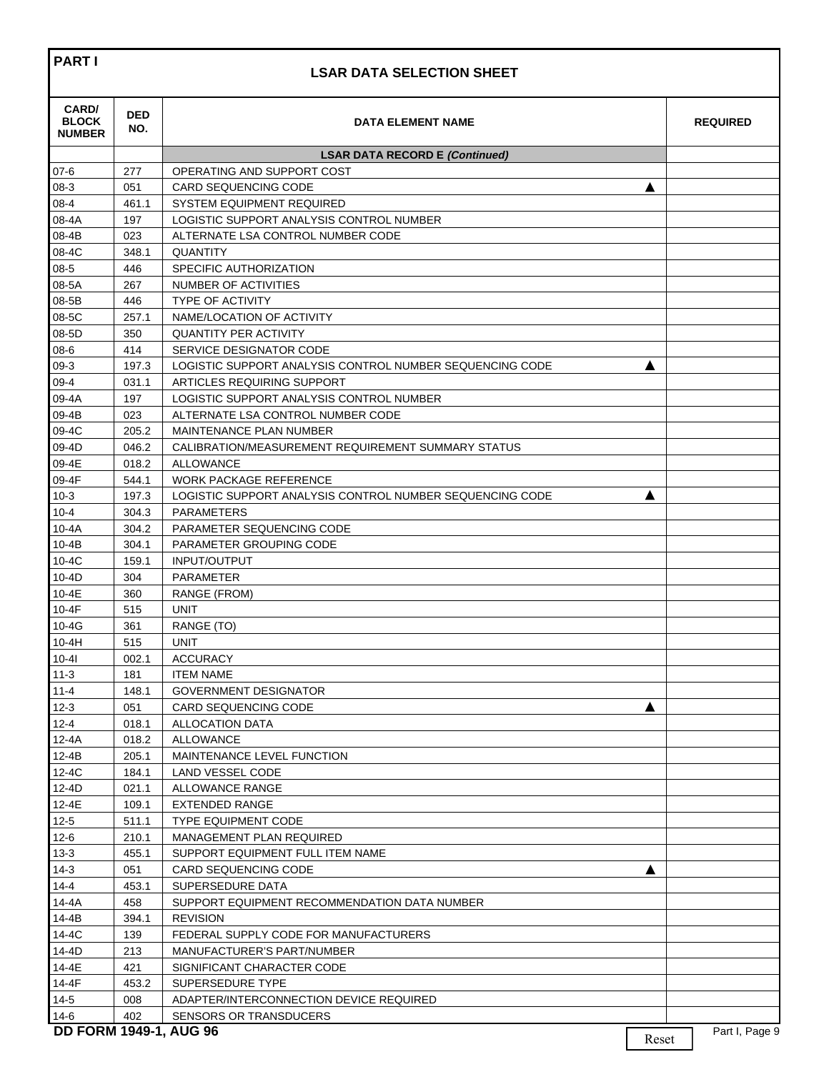**PART I**

## LSAR DATA SELECTION SHEET

| CARD/ BLOCK NUMBER | DED NO. | DATA ELEMENT NAME | REQUIRED |
|---|---|---|---|
| | | **LSAR DATA RECORD E *(Continued)*** | |
| 07-6 | 277 | OPERATING AND SUPPORT COST | |
| 08-3 | 051 | CARD SEQUENCING CODE ▲ | |
| 08-4 | 461.1 | SYSTEM EQUIPMENT REQUIRED | |
| 08-4A | 197 | LOGISTIC SUPPORT ANALYSIS CONTROL NUMBER | |
| 08-4B | 023 | ALTERNATE LSA CONTROL NUMBER CODE | |
| 08-4C | 348.1 | QUANTITY | |
| 08-5 | 446 | SPECIFIC AUTHORIZATION | |
| 08-5A | 267 | NUMBER OF ACTIVITIES | |
| 08-5B | 446 | TYPE OF ACTIVITY | |
| 08-5C | 257.1 | NAME/LOCATION OF ACTIVITY | |
| 08-5D | 350 | QUANTITY PER ACTIVITY | |
| 08-6 | 414 | SERVICE DESIGNATOR CODE | |
| 09-3 | 197.3 | LOGISTIC SUPPORT ANALYSIS CONTROL NUMBER SEQUENCING CODE ▲ | |
| 09-4 | 031.1 | ARTICLES REQUIRING SUPPORT | |
| 09-4A | 197 | LOGISTIC SUPPORT ANALYSIS CONTROL NUMBER | |
| 09-4B | 023 | ALTERNATE LSA CONTROL NUMBER CODE | |
| 09-4C | 205.2 | MAINTENANCE PLAN NUMBER | |
| 09-4D | 046.2 | CALIBRATION/MEASUREMENT REQUIREMENT SUMMARY STATUS | |
| 09-4E | 018.2 | ALLOWANCE | |
| 09-4F | 544.1 | WORK PACKAGE REFERENCE | |
| 10-3 | 197.3 | LOGISTIC SUPPORT ANALYSIS CONTROL NUMBER SEQUENCING CODE ▲ | |
| 10-4 | 304.3 | PARAMETERS | |
| 10-4A | 304.2 | PARAMETER SEQUENCING CODE | |
| 10-4B | 304.1 | PARAMETER GROUPING CODE | |
| 10-4C | 159.1 | INPUT/OUTPUT | |
| 10-4D | 304 | PARAMETER | |
| 10-4E | 360 | RANGE (FROM) | |
| 10-4F | 515 | UNIT | |
| 10-4G | 361 | RANGE (TO) | |
| 10-4H | 515 | UNIT | |
| 10-4I | 002.1 | ACCURACY | |
| 11-3 | 181 | ITEM NAME | |
| 11-4 | 148.1 | GOVERNMENT DESIGNATOR | |
| 12-3 | 051 | CARD SEQUENCING CODE ▲ | |
| 12-4 | 018.1 | ALLOCATION DATA | |
| 12-4A | 018.2 | ALLOWANCE | |
| 12-4B | 205.1 | MAINTENANCE LEVEL FUNCTION | |
| 12-4C | 184.1 | LAND VESSEL CODE | |
| 12-4D | 021.1 | ALLOWANCE RANGE | |
| 12-4E | 109.1 | EXTENDED RANGE | |
| 12-5 | 511.1 | TYPE EQUIPMENT CODE | |
| 12-6 | 210.1 | MANAGEMENT PLAN REQUIRED | |
| 13-3 | 455.1 | SUPPORT EQUIPMENT FULL ITEM NAME | |
| 14-3 | 051 | CARD SEQUENCING CODE ▲ | |
| 14-4 | 453.1 | SUPERSEDURE DATA | |
| 14-4A | 458 | SUPPORT EQUIPMENT RECOMMENDATION DATA NUMBER | |
| 14-4B | 394.1 | REVISION | |
| 14-4C | 139 | FEDERAL SUPPLY CODE FOR MANUFACTURERS | |
| 14-4D | 213 | MANUFACTURER'S PART/NUMBER | |
| 14-4E | 421 | SIGNIFICANT CHARACTER CODE | |
| 14-4F | 453.2 | SUPERSEDURE TYPE | |
| 14-5 | 008 | ADAPTER/INTERCONNECTION DEVICE REQUIRED | |
| 14-6 | 402 | SENSORS OR TRANSDUCERS | |

**DD FORM 1949-1, AUG 96**